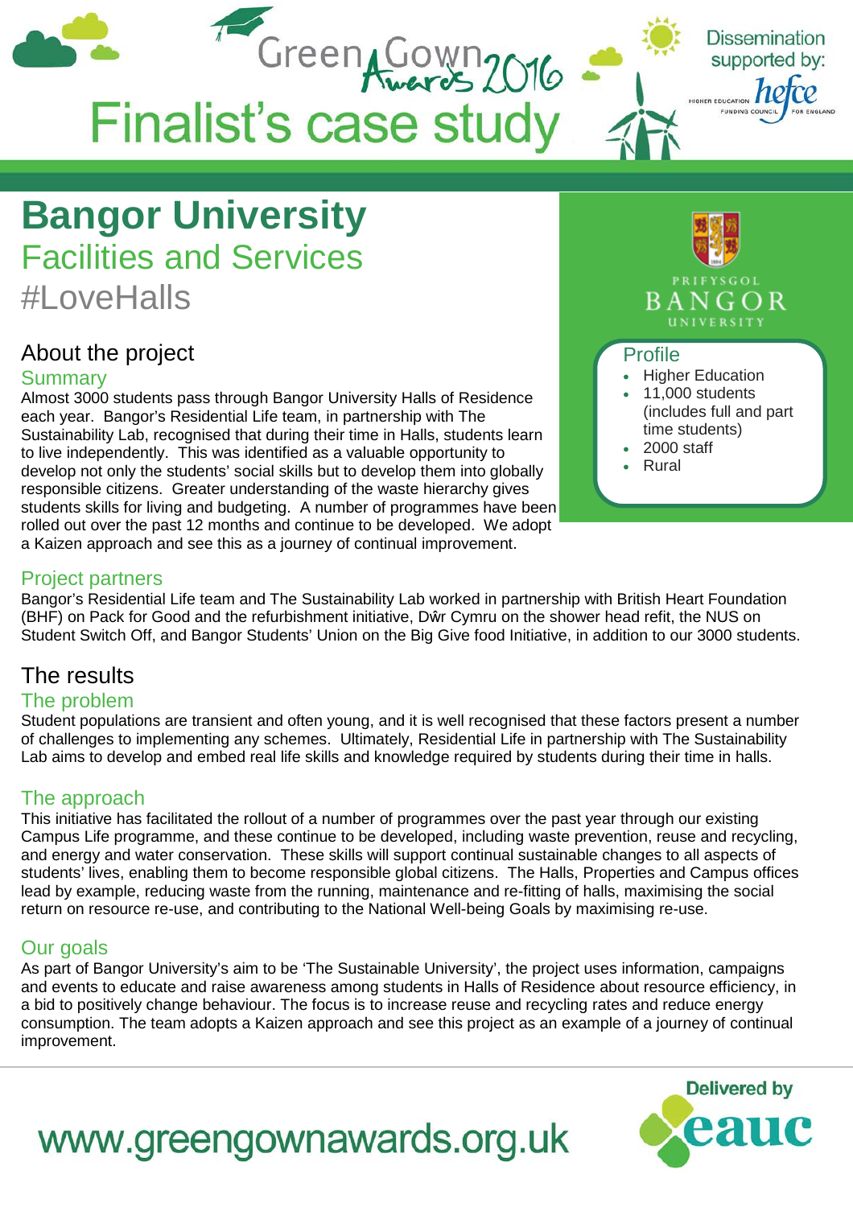Green Gown Awards 2016

# Finalist's case study

Dissemination supported by: hefce

# Bangor University

## Facilities and Services

## #LoveHalls

### Profile

- Higher Education
- 11,000 students (includes full and part time students)
- 2000 staff
- Rural

## About the project

### Summary

Almost 3000 students pass through Bangor University Halls of Residence each year. Bangor's Residential Life team, in partnership with The Sustainability Lab, recognised that during their time in Halls, students learn to live independently. This was identified as a valuable opportunity to develop not only the students' social skills but to develop them into globally responsible citizens. Greater understanding of the waste hierarchy gives students skills for living and budgeting. A number of programmes have been rolled out over the past 12 months and continue to be developed. We adopt a Kaizen approach and see this as a journey of continual improvement.

### Project partners

Bangor's Residential Life team and The Sustainability Lab worked in partnership with British Heart Foundation (BHF) on Pack for Good and the refurbishment initiative, Dŵr Cymru on the shower head refit, the NUS on Student Switch Off, and Bangor Students' Union on the Big Give food Initiative, in addition to our 3000 students.

## The results

### The problem

Student populations are transient and often young, and it is well recognised that these factors present a number of challenges to implementing any schemes. Ultimately, Residential Life in partnership with The Sustainability Lab aims to develop and embed real life skills and knowledge required by students during their time in halls.

### The approach

This initiative has facilitated the rollout of a number of programmes over the past year through our existing Campus Life programme, and these continue to be developed, including waste prevention, reuse and recycling, and energy and water conservation. These skills will support continual sustainable changes to all aspects of students' lives, enabling them to become responsible global citizens. The Halls, Properties and Campus offices lead by example, reducing waste from the running, maintenance and re-fitting of halls, maximising the social return on resource re-use, and contributing to the National Well-being Goals by maximising re-use.

### Our goals

As part of Bangor University's aim to be 'The Sustainable University', the project uses information, campaigns and events to educate and raise awareness among students in Halls of Residence about resource efficiency, in a bid to positively change behaviour. The focus is to increase reuse and recycling rates and reduce energy consumption. The team adopts a Kaizen approach and see this project as an example of a journey of continual improvement.

www.greengownawards.org.uk

Delivered by eauc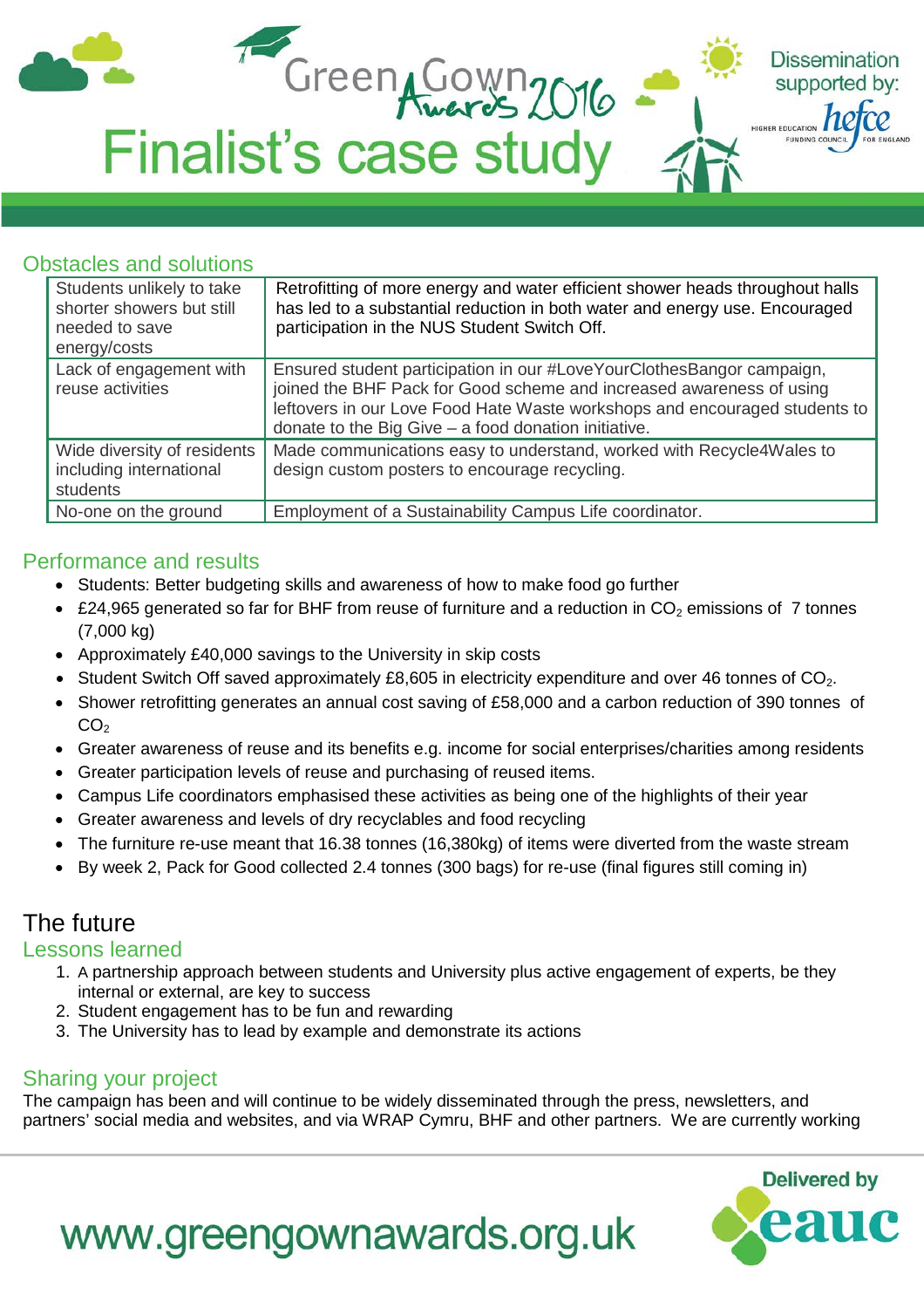## Obstacles and solutions

| | |
|---|---|
| Students unlikely to take shorter showers but still needed to save energy/costs | Retrofitting of more energy and water efficient shower heads throughout halls has led to a substantial reduction in both water and energy use. Encouraged participation in the NUS Student Switch Off. |
| Lack of engagement with reuse activities | Ensured student participation in our #LoveYourClothesBangor campaign, joined the BHF Pack for Good scheme and increased awareness of using leftovers in our Love Food Hate Waste workshops and encouraged students to donate to the Big Give – a food donation initiative. |
| Wide diversity of residents including international students | Made communications easy to understand, worked with Recycle4Wales to design custom posters to encourage recycling. |
| No-one on the ground | Employment of a Sustainability Campus Life coordinator. |

## Performance and results

- Students: Better budgeting skills and awareness of how to make food go further
- £24,965 generated so far for BHF from reuse of furniture and a reduction in $CO_2$ emissions of 7 tonnes (7,000 kg)
- Approximately £40,000 savings to the University in skip costs
- Student Switch Off saved approximately £8,605 in electricity expenditure and over 46 tonnes of $CO_2$.
- Shower retrofitting generates an annual cost saving of £58,000 and a carbon reduction of 390 tonnes of $CO_2$
- Greater awareness of reuse and its benefits e.g. income for social enterprises/charities among residents
- Greater participation levels of reuse and purchasing of reused items.
- Campus Life coordinators emphasised these activities as being one of the highlights of their year
- Greater awareness and levels of dry recyclables and food recycling
- The furniture re-use meant that 16.38 tonnes (16,380kg) of items were diverted from the waste stream
- By week 2, Pack for Good collected 2.4 tonnes (300 bags) for re-use (final figures still coming in)

# The future

## Lessons learned

1. A partnership approach between students and University plus active engagement of experts, be they internal or external, are key to success
2. Student engagement has to be fun and rewarding
3. The University has to lead by example and demonstrate its actions

## Sharing your project

The campaign has been and will continue to be widely disseminated through the press, newsletters, and partners' social media and websites, and via WRAP Cymru, BHF and other partners. We are currently working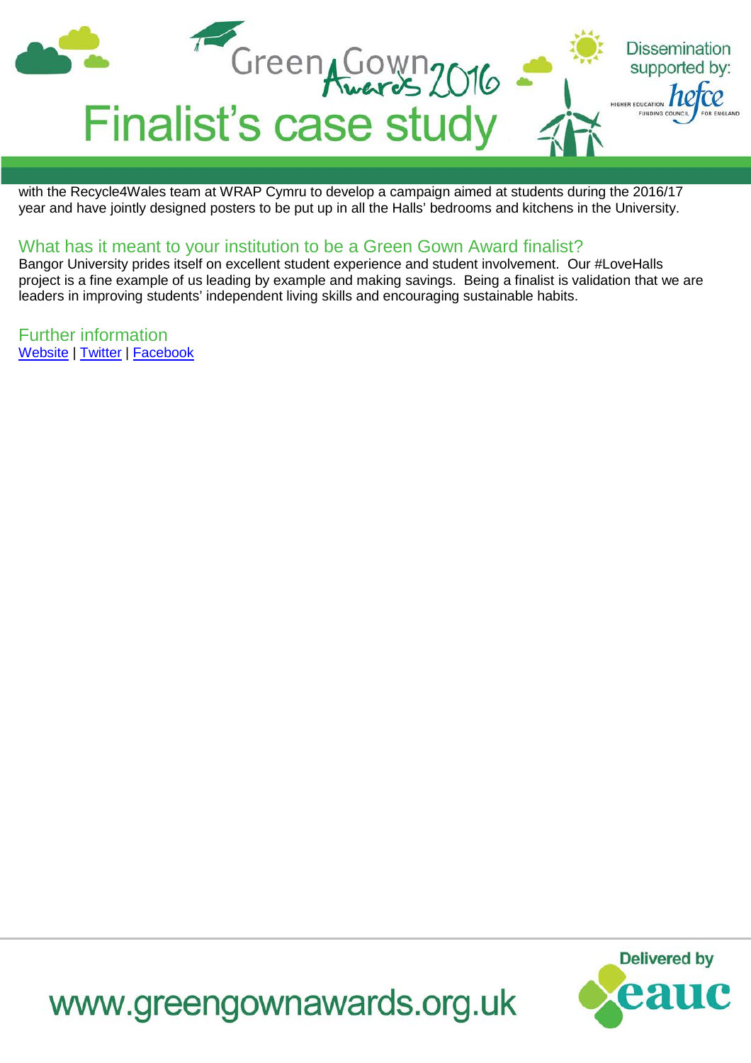with the Recycle4Wales team at WRAP Cymru to develop a campaign aimed at students during the 2016/17 year and have jointly designed posters to be put up in all the Halls' bedrooms and kitchens in the University.

## What has it meant to your institution to be a Green Gown Award finalist?

Bangor University prides itself on excellent student experience and student involvement. Our #LoveHalls project is a fine example of us leading by example and making savings. Being a finalist is validation that we are leaders in improving students' independent living skills and encouraging sustainable habits.

## Further information

Website | Twitter | Facebook